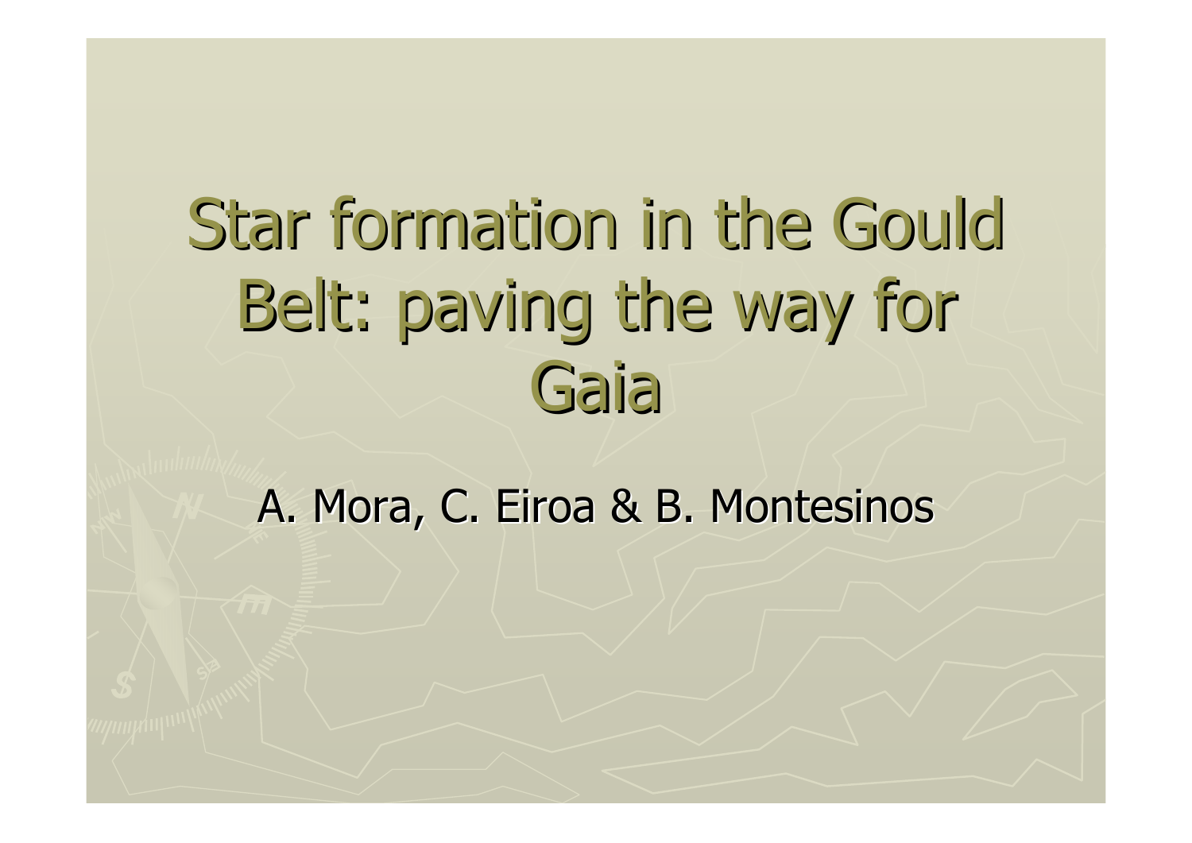# Star formation in the Gould Belt: paving the way for Gaia

A. Mora, C. Eiroa & B. Montesinos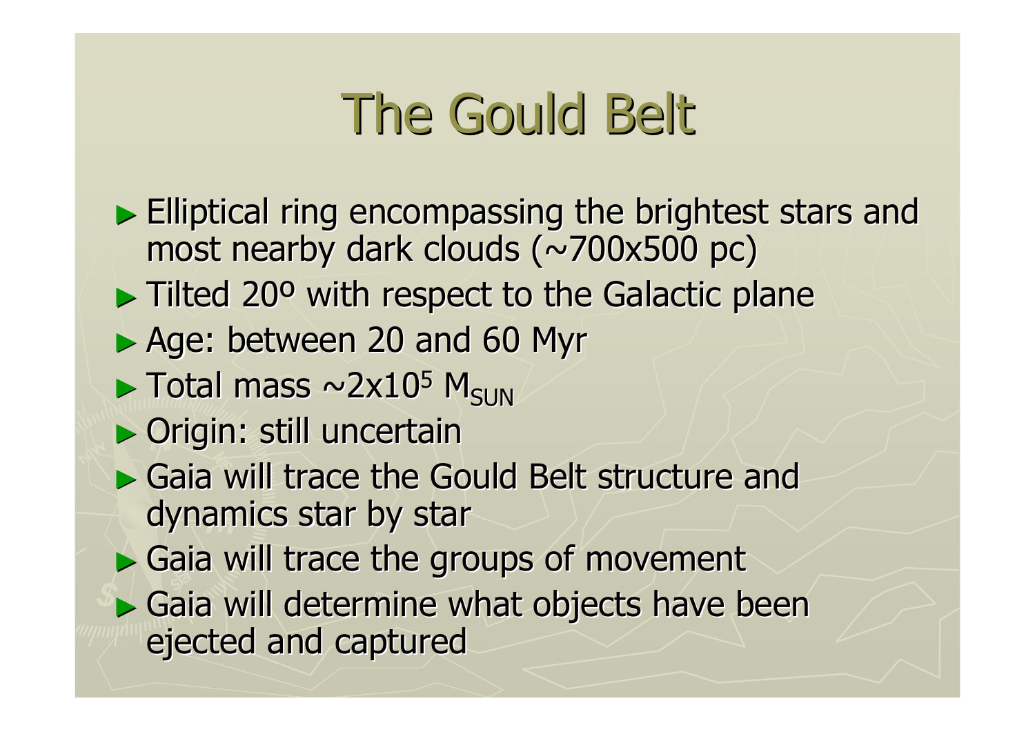# The Gould Belt

- Elliptical ring encompassing the brightest stars and most nearby dark clouds (~700x500 pc)
- Tilted 20º with respect to the Galactic plane
- Age: between 20 and 60 Myr
- Total mass ~$2x10^5$ $M_{SUN}$
- Origin: still uncertain
- Gaia will trace the Gould Belt structure and dynamics star by star
- Gaia will trace the groups of movement
- Gaia will determine what objects have been ejected and captured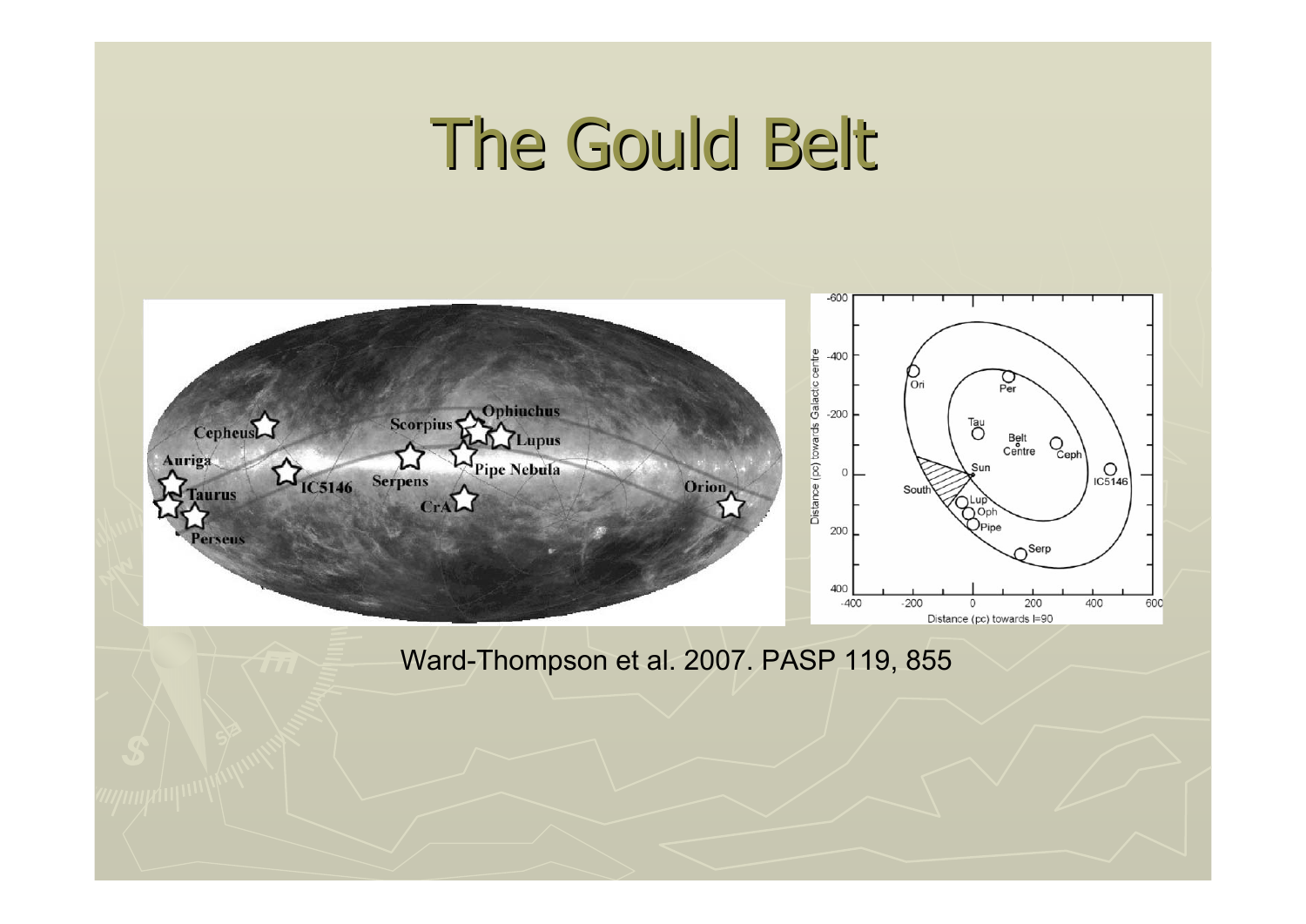# The Gould Belt

Cepheus
Auriga
Taurus
Perseus
IC5146
Serpens
Scorpius
Ophiuchus
Lupus
Pipe Nebula
CrA
Orion

-600
-400
-200
0
200
400
Distance (pc) towards Galactic centre
-400
-200
0
200
400
600
Distance (pc) towards l=90
Ori
Per
Tau
Belt Centre
Ceph
Sun
IC5146
South
Lup
Oph
Pipe
Serp

Ward-Thompson et al. 2007. PASP 119, 855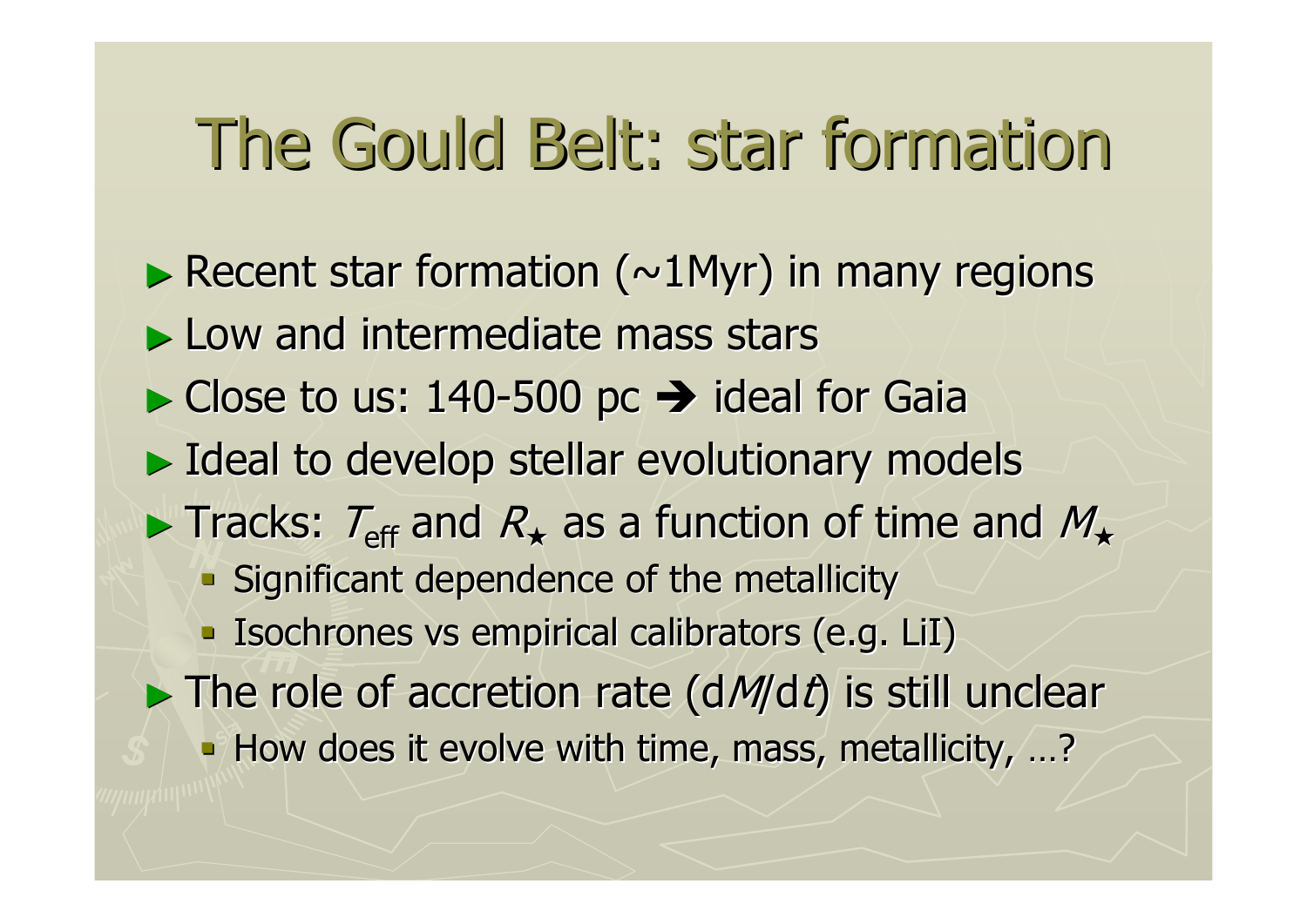# The Gould Belt: star formation

- Recent star formation (~1Myr) in many regions
- Low and intermediate mass stars
- Close to us: 140-500 pc ➔ ideal for Gaia
- Ideal to develop stellar evolutionary models
- Tracks: $T_{\rm eff}$ and $R_\star$ as a function of time and $M_\star$
  - Significant dependence of the metallicity
  - Isochrones vs empirical calibrators (e.g. LiI)
- The role of accretion rate ($dM/dt$) is still unclear
  - How does it evolve with time, mass, metallicity, …?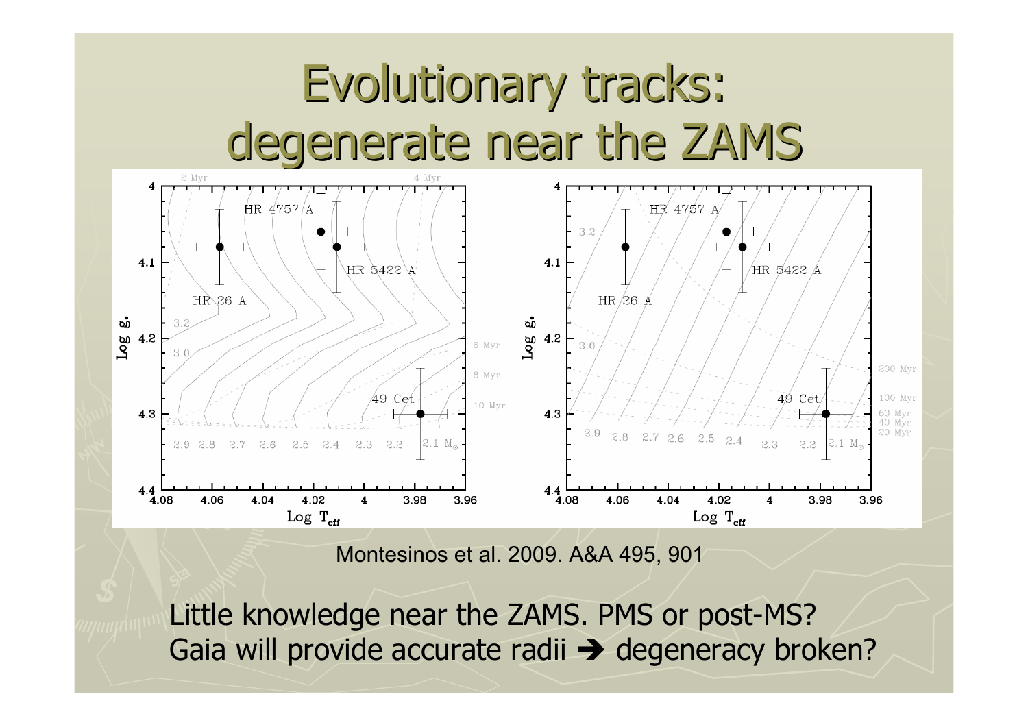# Evolutionary tracks: degenerate near the ZAMS

Montesinos et al. 2009. A&A 495, 901

Little knowledge near the ZAMS. PMS or post-MS?
Gaia will provide accurate radii ➔ degeneracy broken?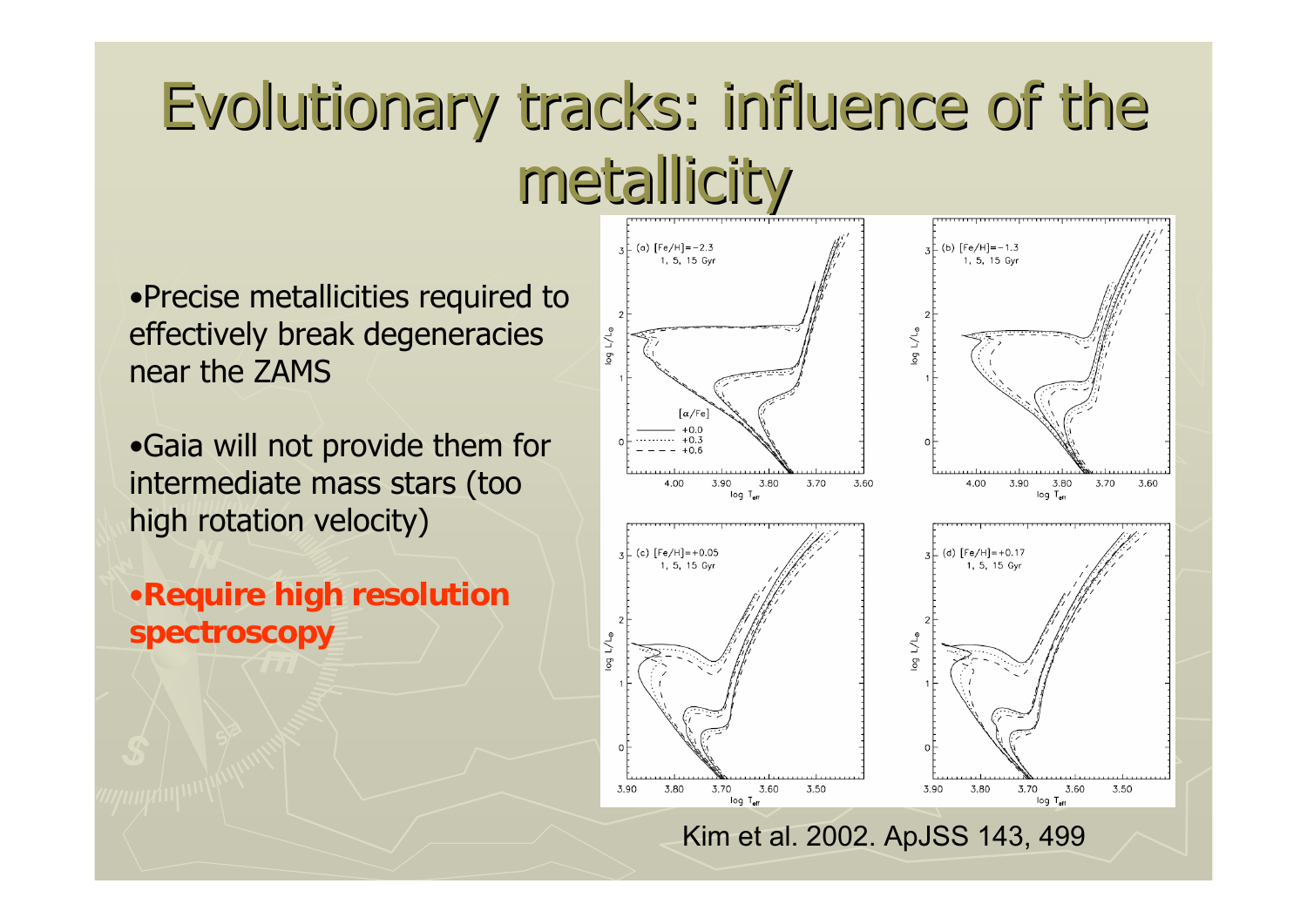# Evolutionary tracks: influence of the metallicity

- Precise metallicities required to effectively break degeneracies near the ZAMS
- Gaia will not provide them for intermediate mass stars (too high rotation velocity)
- **Require high resolution spectroscopy**

(a) [Fe/H]=−2.3
1, 5, 15 Gyr

[α/Fe]
+0.0
+0.3
+0.6

(b) [Fe/H]=−1.3
1, 5, 15 Gyr

(c) [Fe/H]=+0.05
1, 5, 15 Gyr

(d) [Fe/H]=+0.17
1, 5, 15 Gyr

log $L/L_{\odot}$

log $T_{eff}$

Kim et al. 2002. ApJSS 143, 499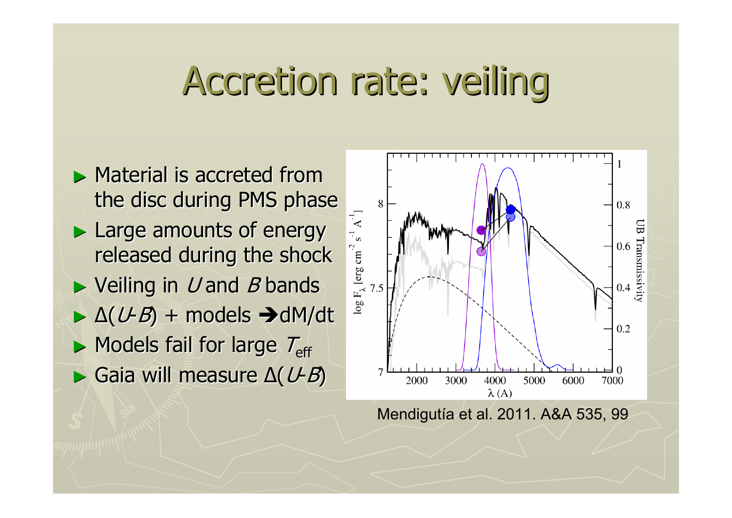# Accretion rate: veiling

- Material is accreted from the disc during PMS phase
- Large amounts of energy released during the shock
- Veiling in *U* and *B* bands
- $\Delta(U\text{-}B)$ + models ➔dM/dt
- Models fail for large $T_{eff}$
- Gaia will measure $\Delta(U\text{-}B)$

log $F_\lambda$ [erg cm$^{-2}$ s$^{-1}$ Å$^{-1}$]
8
7.5
7
2000 3000 4000 5000 6000 7000
λ (A)
UB Transmissivity
1
0.8
0.6
0.4
0.2
0

Mendigutía et al. 2011. A&A 535, 99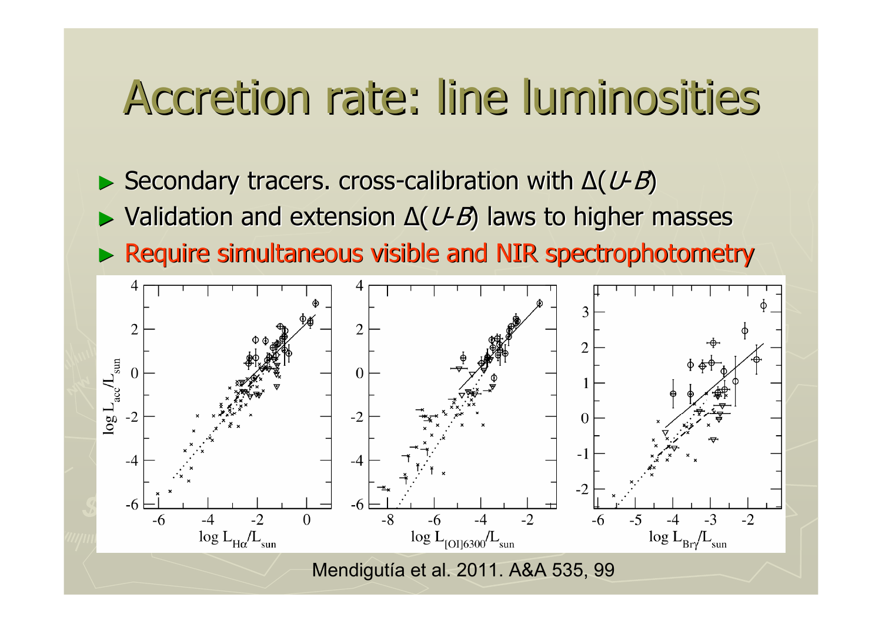# Accretion rate: line luminosities

- Secondary tracers. cross-calibration with Δ(*U-B*)
- Validation and extension Δ(*U-B*) laws to higher masses
- Require simultaneous visible and NIR spectrophotometry

$\log L_{acc}/L_{sun}$

4
2
0
-2
-4
-6

-6 -4 -2 0

$\log L_{H\alpha}/L_{sun}$

4
2
0
-2
-4
-6

-8 -6 -4 -2

$\log L_{[OI]6300}/L_{sun}$

3
2
1
0
-1
-2

-6 -5 -4 -3 -2

$\log L_{Br\gamma}/L_{sun}$

Mendigutía et al. 2011. A&A 535, 99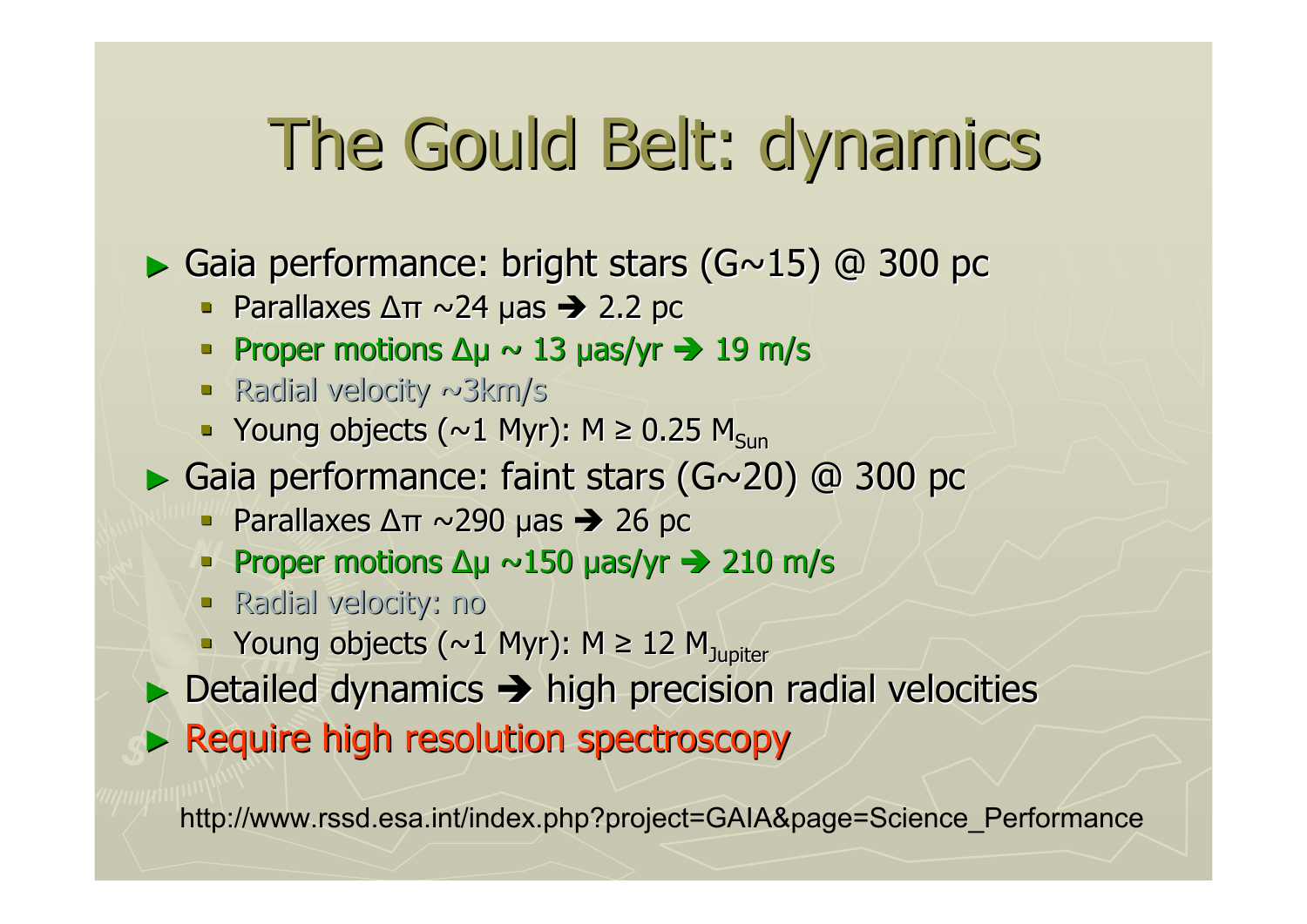# The Gould Belt: dynamics

- Gaia performance: bright stars (G~15) @ 300 pc
  - Parallaxes $\Delta\pi$ ~24 μas ➔ 2.2 pc
  - Proper motions $\Delta\mu$ ~ 13 μas/yr ➔ 19 m/s
  - Radial velocity ~3km/s
  - Young objects (~1 Myr): $M \geq 0.25\ M_{Sun}$
- Gaia performance: faint stars (G~20) @ 300 pc
  - Parallaxes $\Delta\pi$ ~290 μas ➔ 26 pc
  - Proper motions $\Delta\mu$ ~150 μas/yr ➔ 210 m/s
  - Radial velocity: no
  - Young objects (~1 Myr): $M \geq 12\ M_{Jupiter}$
- Detailed dynamics ➔ high precision radial velocities
- Require high resolution spectroscopy

http://www.rssd.esa.int/index.php?project=GAIA&page=Science_Performance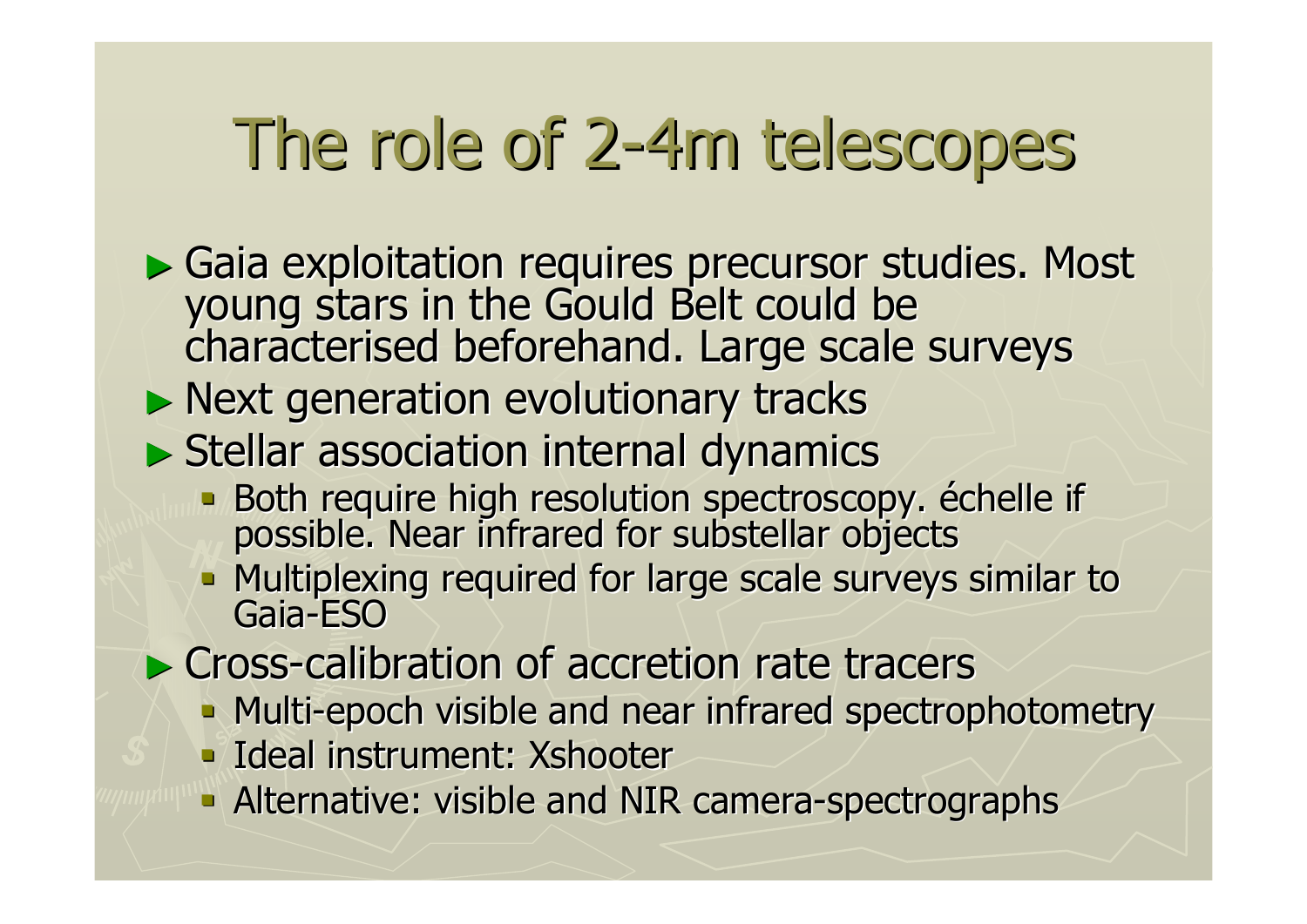# The role of 2-4m telescopes

- Gaia exploitation requires precursor studies. Most young stars in the Gould Belt could be characterised beforehand. Large scale surveys
- Next generation evolutionary tracks
- Stellar association internal dynamics
  - Both require high resolution spectroscopy. échelle if possible. Near infrared for substellar objects
  - Multiplexing required for large scale surveys similar to Gaia-ESO
- Cross-calibration of accretion rate tracers
  - Multi-epoch visible and near infrared spectrophotometry
  - Ideal instrument: Xshooter
  - Alternative: visible and NIR camera-spectrographs